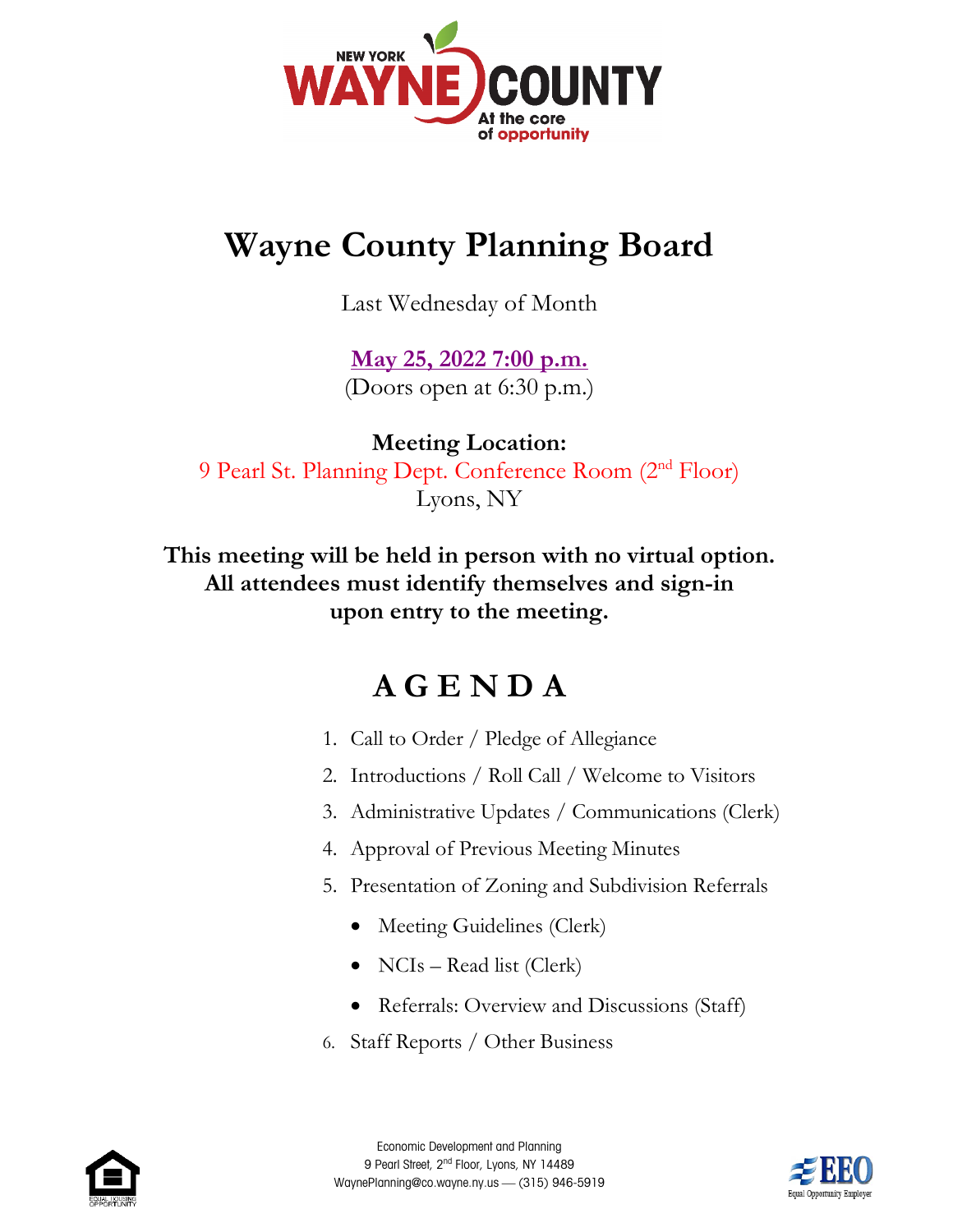# Wayne County Planning Board

Last Wednesday of Month

**May 25, 2022 7:00 p.m.**
(Doors open at 6:30 p.m.)

**Meeting Location:**
9 Pearl St. Planning Dept. Conference Room (2nd Floor)
Lyons, NY

**This meeting will be held in person with no virtual option. All attendees must identify themselves and sign-in upon entry to the meeting.**

## AGENDA

1. Call to Order / Pledge of Allegiance
2. Introductions / Roll Call / Welcome to Visitors
3. Administrative Updates / Communications (Clerk)
4. Approval of Previous Meeting Minutes
5. Presentation of Zoning and Subdivision Referrals
   - Meeting Guidelines (Clerk)
   - NCIs – Read list (Clerk)
   - Referrals: Overview and Discussions (Staff)
6. Staff Reports / Other Business

Economic Development and Planning
9 Pearl Street, 2nd Floor, Lyons, NY 14489
WaynePlanning@co.wayne.ny.us — (315) 946-5919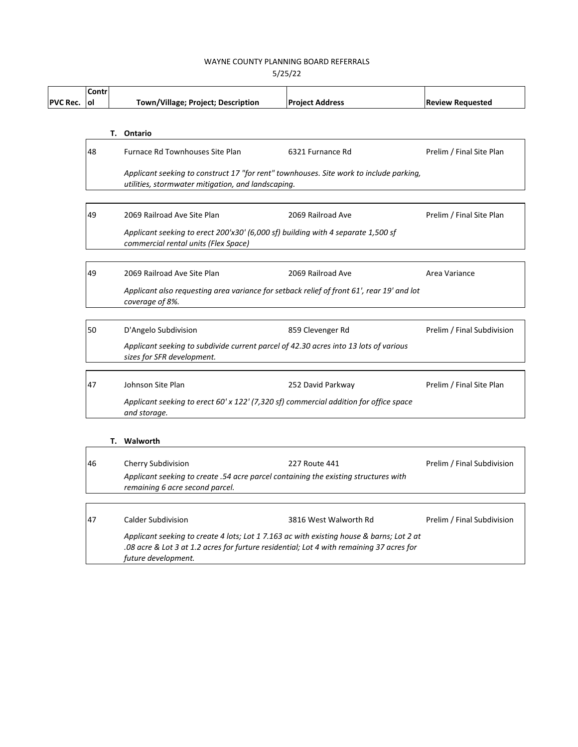WAYNE COUNTY PLANNING BOARD REFERRALS

5/25/22

| PVC Rec. | Control | Town/Village; Project; Description | Project Address | Review Requested |
|---|---|---|---|---|
| | | **T. Ontario** | | |
| | 48 | Furnace Rd Townhouses Site Plan | 6321 Furnance Rd | Prelim / Final Site Plan |
| | | *Applicant seeking to construct 17 "for rent" townhouses. Site work to include parking, utilities, stormwater mitigation, and landscaping.* | | |
| | 49 | 2069 Railroad Ave Site Plan | 2069 Railroad Ave | Prelim / Final Site Plan |
| | | *Applicant seeking to erect 200'x30' (6,000 sf) building with 4 separate 1,500 sf commercial rental units (Flex Space)* | | |
| | 49 | 2069 Railroad Ave Site Plan | 2069 Railroad Ave | Area Variance |
| | | *Applicant also requesting area variance for setback relief of front 61', rear 19' and lot coverage of 8%.* | | |
| | 50 | D'Angelo Subdivision | 859 Clevenger Rd | Prelim / Final Subdivision |
| | | *Applicant seeking to subdivide current parcel of 42.30 acres into 13 lots of various sizes for SFR development.* | | |
| | 47 | Johnson Site Plan | 252 David Parkway | Prelim / Final Site Plan |
| | | *Applicant seeking to erect 60' x 122' (7,320 sf) commercial addition for office space and storage.* | | |
| | | **T. Walworth** | | |
| | 46 | Cherry Subdivision | 227 Route 441 | Prelim / Final Subdivision |
| | | *Applicant seeking to create .54 acre parcel containing the existing structures with remaining 6 acre second parcel.* | | |
| | 47 | Calder Subdivision | 3816 West Walworth Rd | Prelim / Final Subdivision |
| | | *Applicant seeking to create 4 lots; Lot 1 7.163 ac with existing house & barns; Lot 2 at .08 acre & Lot 3 at 1.2 acres for furture residential; Lot 4 with remaining 37 acres for future development.* | | |